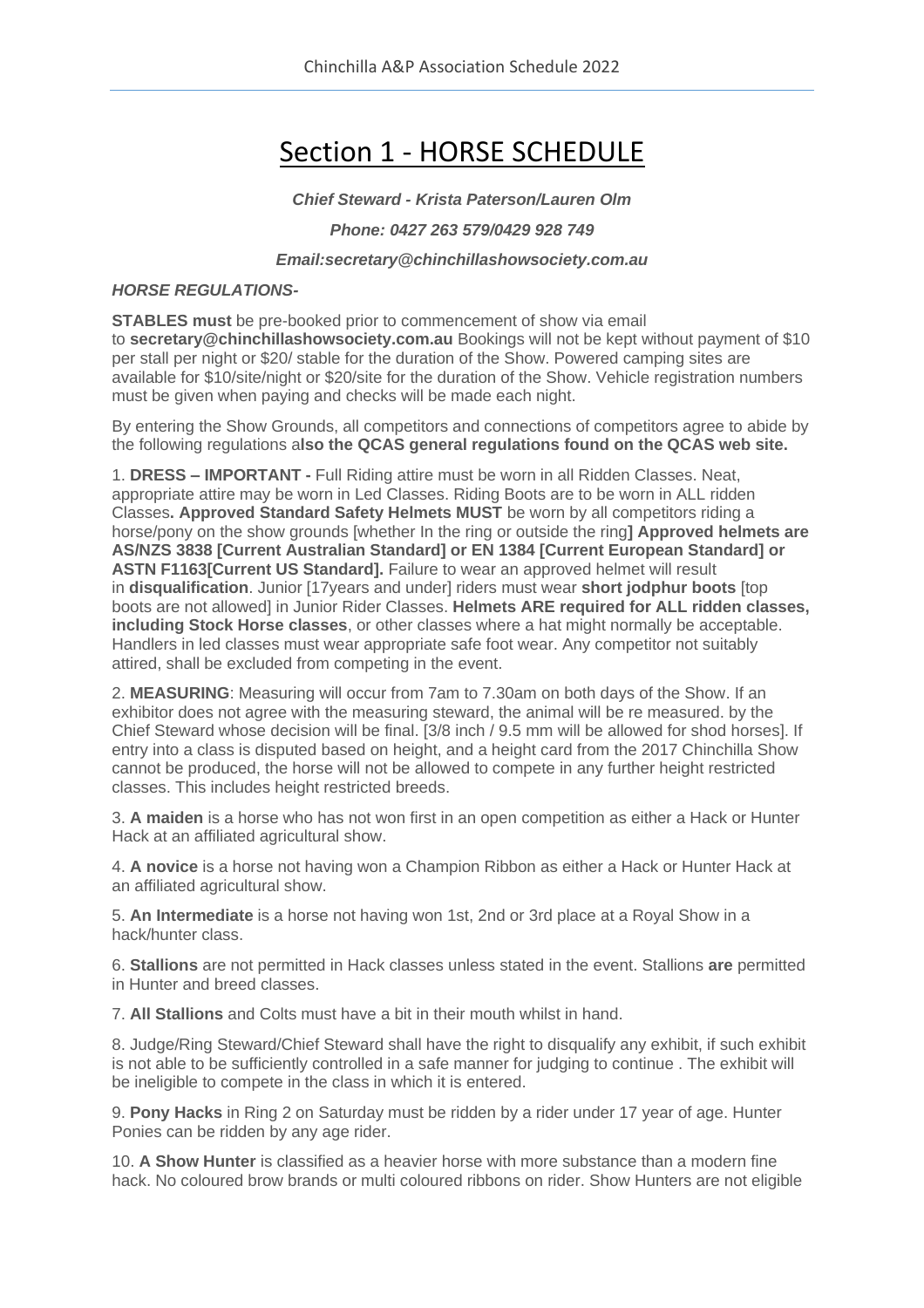# Section 1 - HORSE SCHEDULE

***Chief Steward - Krista Paterson/Lauren Olm***

***Phone: 0427 263 579/0429 928 749***

***Email:secretary@chinchillashowsociety.com.au***

***HORSE REGULATIONS-***

**STABLES must** be pre-booked prior to commencement of show via email to **secretary@chinchillashowsociety.com.au** Bookings will not be kept without payment of $10 per stall per night or $20/ stable for the duration of the Show. Powered camping sites are available for $10/site/night or $20/site for the duration of the Show. Vehicle registration numbers must be given when paying and checks will be made each night.

By entering the Show Grounds, all competitors and connections of competitors agree to abide by the following regulations a**lso the QCAS general regulations found on the QCAS web site.**

1. **DRESS – IMPORTANT -** Full Riding attire must be worn in all Ridden Classes. Neat, appropriate attire may be worn in Led Classes. Riding Boots are to be worn in ALL ridden Classes**. Approved Standard Safety Helmets MUST** be worn by all competitors riding a horse/pony on the show grounds [whether In the ring or outside the ring**] Approved helmets are AS/NZS 3838 [Current Australian Standard] or EN 1384 [Current European Standard] or ASTN F1163[Current US Standard].** Failure to wear an approved helmet will result in **disqualification**. Junior [17years and under] riders must wear **short jodphur boots** [top boots are not allowed] in Junior Rider Classes. **Helmets ARE required for ALL ridden classes, including Stock Horse classes**, or other classes where a hat might normally be acceptable. Handlers in led classes must wear appropriate safe foot wear. Any competitor not suitably attired, shall be excluded from competing in the event.

2. **MEASURING**: Measuring will occur from 7am to 7.30am on both days of the Show. If an exhibitor does not agree with the measuring steward, the animal will be re measured. by the Chief Steward whose decision will be final. [3/8 inch / 9.5 mm will be allowed for shod horses]. If entry into a class is disputed based on height, and a height card from the 2017 Chinchilla Show cannot be produced, the horse will not be allowed to compete in any further height restricted classes. This includes height restricted breeds.

3. **A maiden** is a horse who has not won first in an open competition as either a Hack or Hunter Hack at an affiliated agricultural show.

4. **A novice** is a horse not having won a Champion Ribbon as either a Hack or Hunter Hack at an affiliated agricultural show.

5. **An Intermediate** is a horse not having won 1st, 2nd or 3rd place at a Royal Show in a hack/hunter class.

6. **Stallions** are not permitted in Hack classes unless stated in the event. Stallions **are** permitted in Hunter and breed classes.

7. **All Stallions** and Colts must have a bit in their mouth whilst in hand.

8. Judge/Ring Steward/Chief Steward shall have the right to disqualify any exhibit, if such exhibit is not able to be sufficiently controlled in a safe manner for judging to continue . The exhibit will be ineligible to compete in the class in which it is entered.

9. **Pony Hacks** in Ring 2 on Saturday must be ridden by a rider under 17 year of age. Hunter Ponies can be ridden by any age rider.

10. **A Show Hunter** is classified as a heavier horse with more substance than a modern fine hack. No coloured brow brands or multi coloured ribbons on rider. Show Hunters are not eligible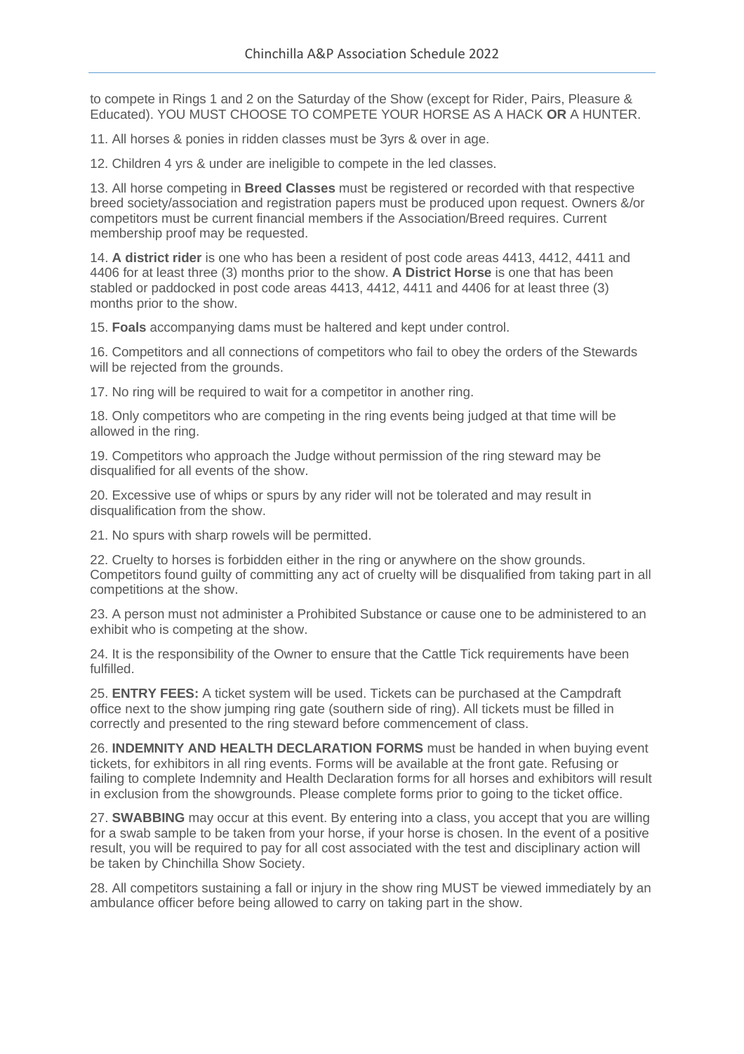to compete in Rings 1 and 2 on the Saturday of the Show (except for Rider, Pairs, Pleasure & Educated). YOU MUST CHOOSE TO COMPETE YOUR HORSE AS A HACK **OR** A HUNTER.

11. All horses & ponies in ridden classes must be 3yrs & over in age.

12. Children 4 yrs & under are ineligible to compete in the led classes.

13. All horse competing in **Breed Classes** must be registered or recorded with that respective breed society/association and registration papers must be produced upon request. Owners &/or competitors must be current financial members if the Association/Breed requires. Current membership proof may be requested.

14. **A district rider** is one who has been a resident of post code areas 4413, 4412, 4411 and 4406 for at least three (3) months prior to the show. **A District Horse** is one that has been stabled or paddocked in post code areas 4413, 4412, 4411 and 4406 for at least three (3) months prior to the show.

15. **Foals** accompanying dams must be haltered and kept under control.

16. Competitors and all connections of competitors who fail to obey the orders of the Stewards will be rejected from the grounds.

17. No ring will be required to wait for a competitor in another ring.

18. Only competitors who are competing in the ring events being judged at that time will be allowed in the ring.

19. Competitors who approach the Judge without permission of the ring steward may be disqualified for all events of the show.

20. Excessive use of whips or spurs by any rider will not be tolerated and may result in disqualification from the show.

21. No spurs with sharp rowels will be permitted.

22. Cruelty to horses is forbidden either in the ring or anywhere on the show grounds. Competitors found guilty of committing any act of cruelty will be disqualified from taking part in all competitions at the show.

23. A person must not administer a Prohibited Substance or cause one to be administered to an exhibit who is competing at the show.

24. It is the responsibility of the Owner to ensure that the Cattle Tick requirements have been fulfilled.

25. **ENTRY FEES:** A ticket system will be used. Tickets can be purchased at the Campdraft office next to the show jumping ring gate (southern side of ring). All tickets must be filled in correctly and presented to the ring steward before commencement of class.

26. **INDEMNITY AND HEALTH DECLARATION FORMS** must be handed in when buying event tickets, for exhibitors in all ring events. Forms will be available at the front gate. Refusing or failing to complete Indemnity and Health Declaration forms for all horses and exhibitors will result in exclusion from the showgrounds. Please complete forms prior to going to the ticket office.

27. **SWABBING** may occur at this event. By entering into a class, you accept that you are willing for a swab sample to be taken from your horse, if your horse is chosen. In the event of a positive result, you will be required to pay for all cost associated with the test and disciplinary action will be taken by Chinchilla Show Society.

28. All competitors sustaining a fall or injury in the show ring MUST be viewed immediately by an ambulance officer before being allowed to carry on taking part in the show.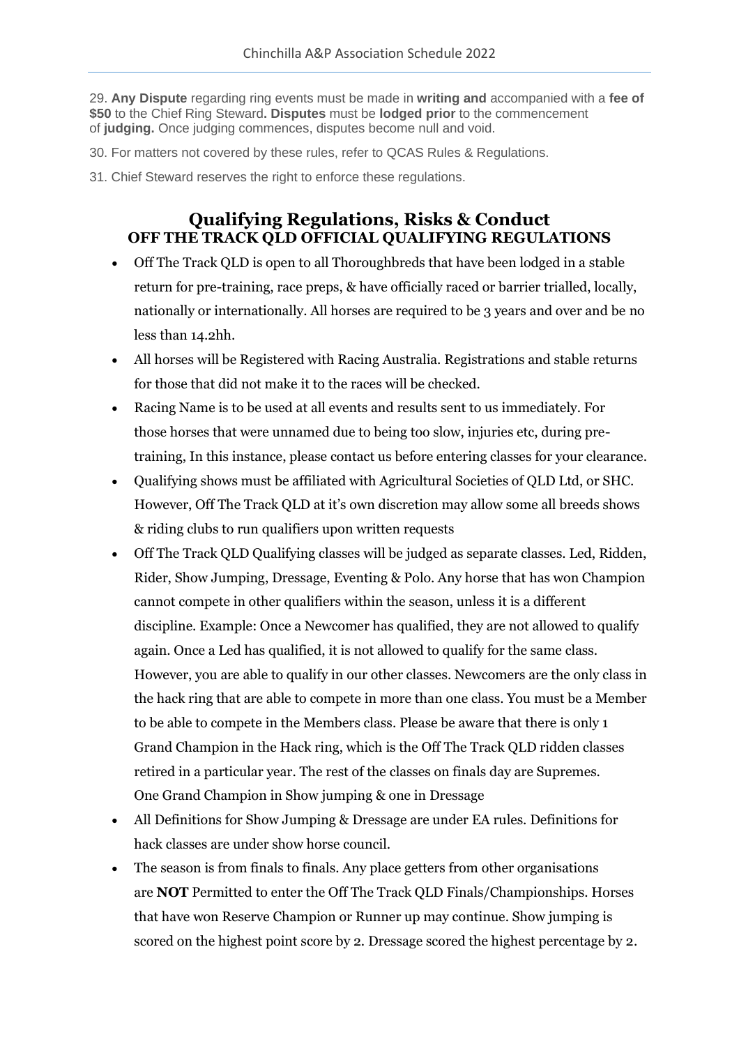29. **Any Dispute** regarding ring events must be made in **writing and** accompanied with a **fee of $50** to the Chief Ring Steward**. Disputes** must be **lodged prior** to the commencement of **judging.** Once judging commences, disputes become null and void.

30. For matters not covered by these rules, refer to QCAS Rules & Regulations.

31. Chief Steward reserves the right to enforce these regulations.

## Qualifying Regulations, Risks & Conduct
### OFF THE TRACK QLD OFFICIAL QUALIFYING REGULATIONS

- Off The Track QLD is open to all Thoroughbreds that have been lodged in a stable return for pre-training, race preps, & have officially raced or barrier trialled, locally, nationally or internationally. All horses are required to be 3 years and over and be no less than 14.2hh.
- All horses will be Registered with Racing Australia. Registrations and stable returns for those that did not make it to the races will be checked.
- Racing Name is to be used at all events and results sent to us immediately. For those horses that were unnamed due to being too slow, injuries etc, during pre-training, In this instance, please contact us before entering classes for your clearance.
- Qualifying shows must be affiliated with Agricultural Societies of QLD Ltd, or SHC. However, Off The Track QLD at it's own discretion may allow some all breeds shows & riding clubs to run qualifiers upon written requests
- Off The Track QLD Qualifying classes will be judged as separate classes. Led, Ridden, Rider, Show Jumping, Dressage, Eventing & Polo. Any horse that has won Champion cannot compete in other qualifiers within the season, unless it is a different discipline. Example: Once a Newcomer has qualified, they are not allowed to qualify again. Once a Led has qualified, it is not allowed to qualify for the same class. However, you are able to qualify in our other classes. Newcomers are the only class in the hack ring that are able to compete in more than one class. You must be a Member to be able to compete in the Members class. Please be aware that there is only 1 Grand Champion in the Hack ring, which is the Off The Track QLD ridden classes retired in a particular year. The rest of the classes on finals day are Supremes. One Grand Champion in Show jumping & one in Dressage
- All Definitions for Show Jumping & Dressage are under EA rules. Definitions for hack classes are under show horse council.
- The season is from finals to finals. Any place getters from other organisations are **NOT** Permitted to enter the Off The Track QLD Finals/Championships. Horses that have won Reserve Champion or Runner up may continue. Show jumping is scored on the highest point score by 2. Dressage scored the highest percentage by 2.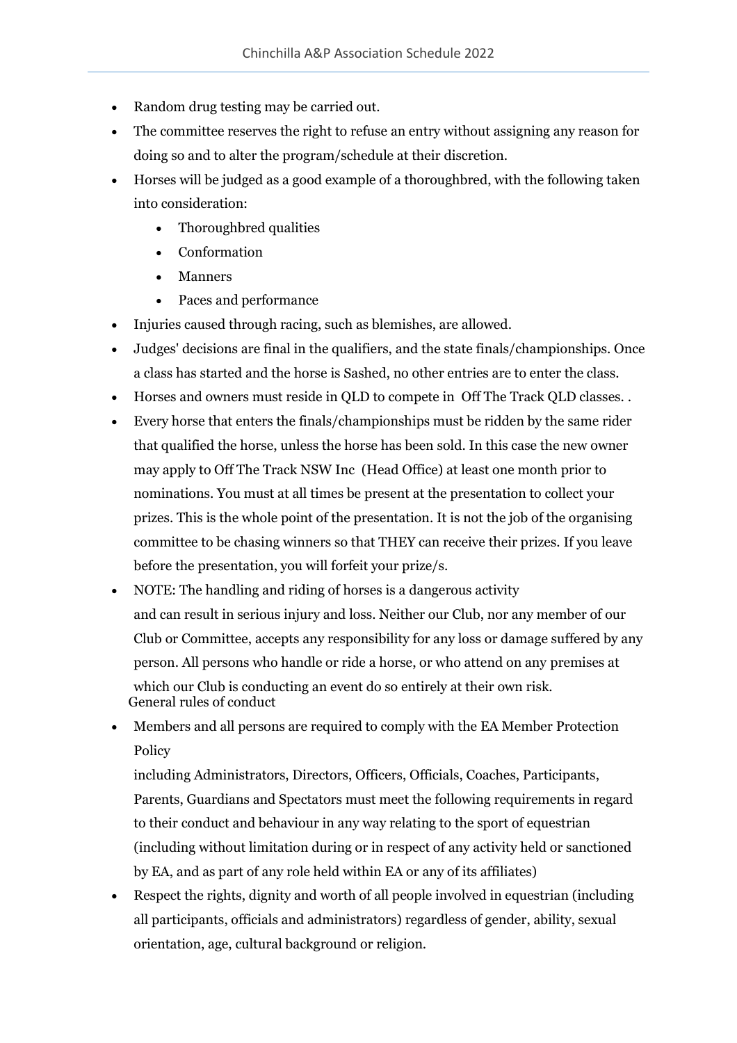- Random drug testing may be carried out.
- The committee reserves the right to refuse an entry without assigning any reason for doing so and to alter the program/schedule at their discretion.
- Horses will be judged as a good example of a thoroughbred, with the following taken into consideration:
    - Thoroughbred qualities
    - Conformation
    - Manners
    - Paces and performance
- Injuries caused through racing, such as blemishes, are allowed.
- Judges' decisions are final in the qualifiers, and the state finals/championships. Once a class has started and the horse is Sashed, no other entries are to enter the class.
- Horses and owners must reside in QLD to compete in Off The Track QLD classes. .
- Every horse that enters the finals/championships must be ridden by the same rider that qualified the horse, unless the horse has been sold. In this case the new owner may apply to Off The Track NSW Inc (Head Office) at least one month prior to nominations. You must at all times be present at the presentation to collect your prizes. This is the whole point of the presentation. It is not the job of the organising committee to be chasing winners so that THEY can receive their prizes. If you leave before the presentation, you will forfeit your prize/s.
- NOTE: The handling and riding of horses is a dangerous activity and can result in serious injury and loss. Neither our Club, nor any member of our Club or Committee, accepts any responsibility for any loss or damage suffered by any person. All persons who handle or ride a horse, or who attend on any premises at which our Club is conducting an event do so entirely at their own risk.

General rules of conduct

- Members and all persons are required to comply with the EA Member Protection Policy

  including Administrators, Directors, Officers, Officials, Coaches, Participants, Parents, Guardians and Spectators must meet the following requirements in regard to their conduct and behaviour in any way relating to the sport of equestrian (including without limitation during or in respect of any activity held or sanctioned by EA, and as part of any role held within EA or any of its affiliates)
- Respect the rights, dignity and worth of all people involved in equestrian (including all participants, officials and administrators) regardless of gender, ability, sexual orientation, age, cultural background or religion.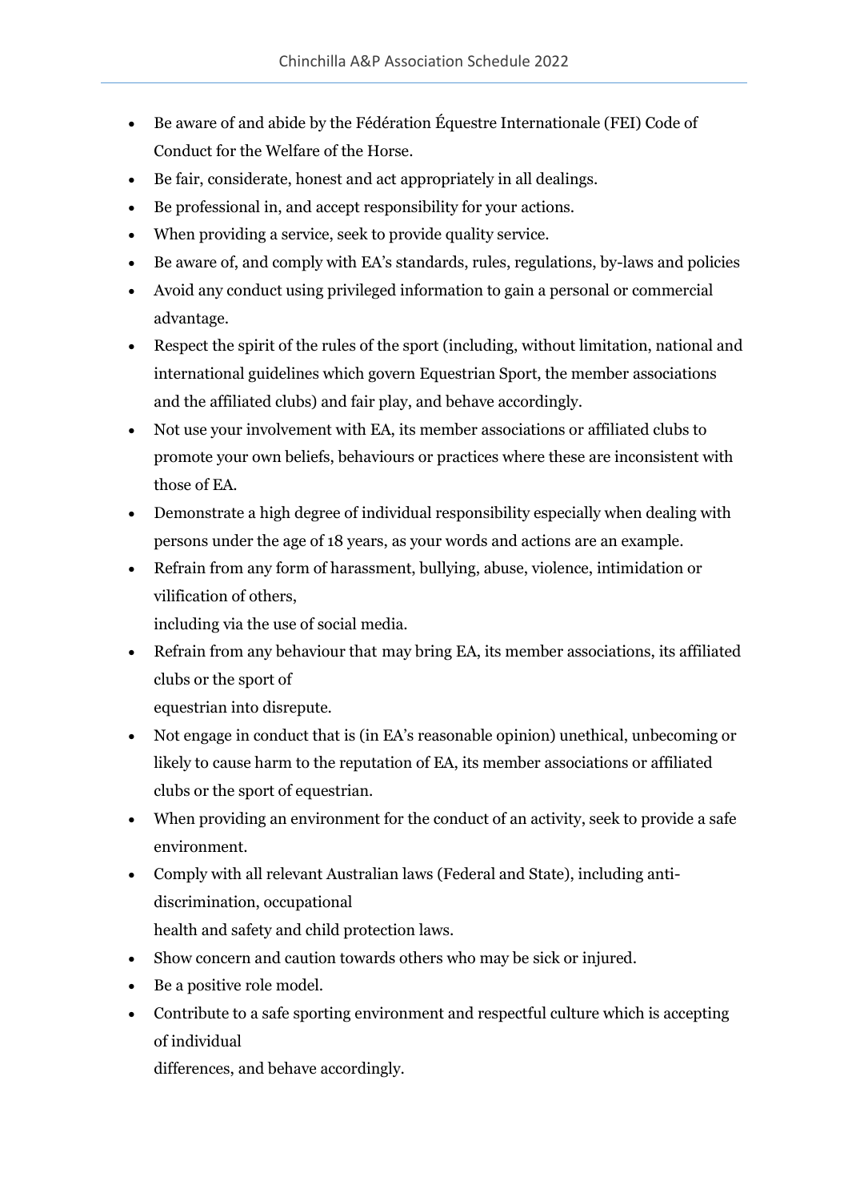- Be aware of and abide by the Fédération Équestre Internationale (FEI) Code of Conduct for the Welfare of the Horse.
- Be fair, considerate, honest and act appropriately in all dealings.
- Be professional in, and accept responsibility for your actions.
- When providing a service, seek to provide quality service.
- Be aware of, and comply with EA's standards, rules, regulations, by-laws and policies
- Avoid any conduct using privileged information to gain a personal or commercial advantage.
- Respect the spirit of the rules of the sport (including, without limitation, national and international guidelines which govern Equestrian Sport, the member associations and the affiliated clubs) and fair play, and behave accordingly.
- Not use your involvement with EA, its member associations or affiliated clubs to promote your own beliefs, behaviours or practices where these are inconsistent with those of EA.
- Demonstrate a high degree of individual responsibility especially when dealing with persons under the age of 18 years, as your words and actions are an example.
- Refrain from any form of harassment, bullying, abuse, violence, intimidation or vilification of others, including via the use of social media.
- Refrain from any behaviour that may bring EA, its member associations, its affiliated clubs or the sport of equestrian into disrepute.
- Not engage in conduct that is (in EA's reasonable opinion) unethical, unbecoming or likely to cause harm to the reputation of EA, its member associations or affiliated clubs or the sport of equestrian.
- When providing an environment for the conduct of an activity, seek to provide a safe environment.
- Comply with all relevant Australian laws (Federal and State), including anti-discrimination, occupational health and safety and child protection laws.
- Show concern and caution towards others who may be sick or injured.
- Be a positive role model.
- Contribute to a safe sporting environment and respectful culture which is accepting of individual differences, and behave accordingly.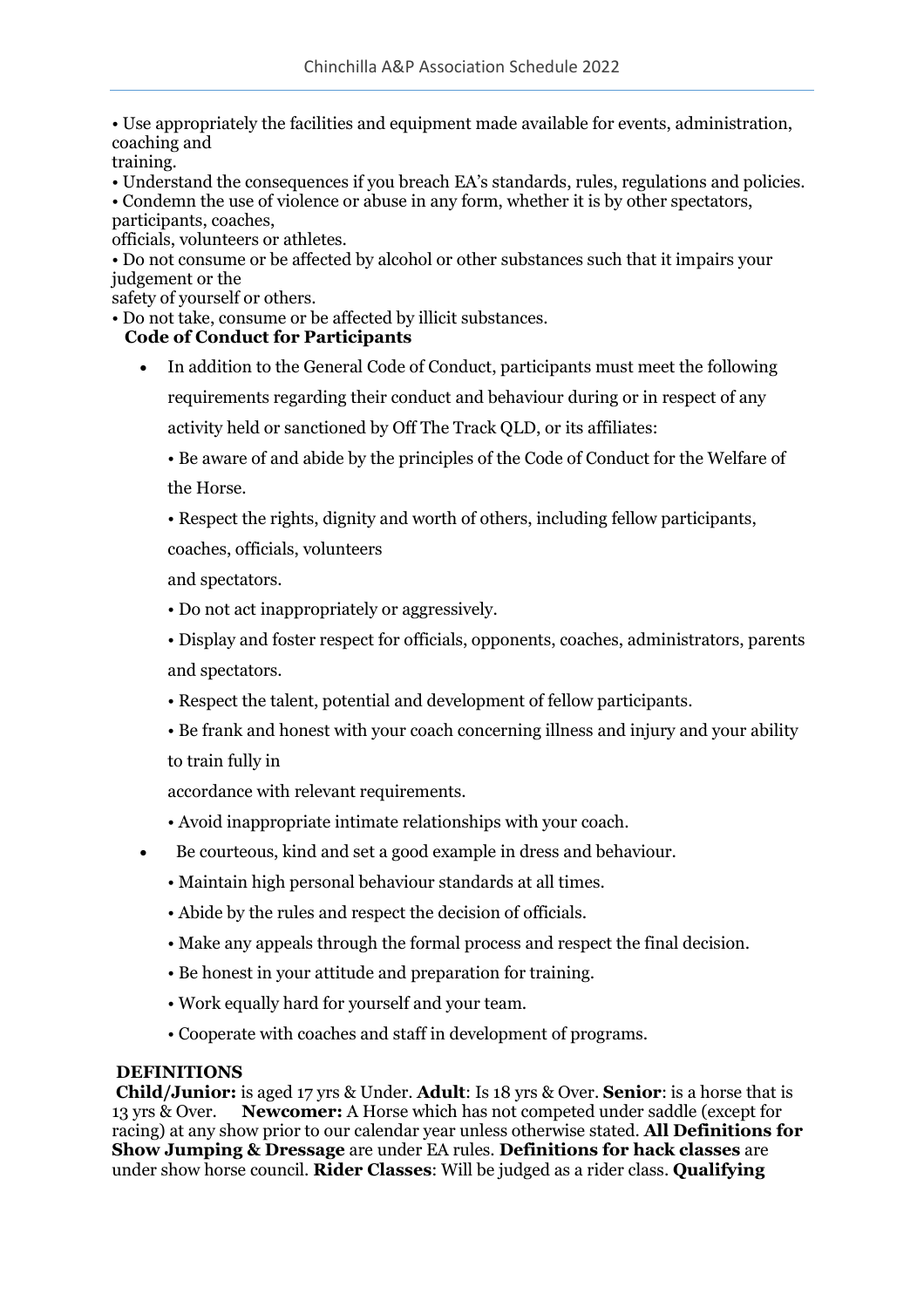• Use appropriately the facilities and equipment made available for events, administration, coaching and training.
• Understand the consequences if you breach EA's standards, rules, regulations and policies.
• Condemn the use of violence or abuse in any form, whether it is by other spectators, participants, coaches, officials, volunteers or athletes.
• Do not consume or be affected by alcohol or other substances such that it impairs your judgement or the safety of yourself or others.
• Do not take, consume or be affected by illicit substances.

**Code of Conduct for Participants**

- In addition to the General Code of Conduct, participants must meet the following requirements regarding their conduct and behaviour during or in respect of any activity held or sanctioned by Off The Track QLD, or its affiliates:

  • Be aware of and abide by the principles of the Code of Conduct for the Welfare of the Horse.

  • Respect the rights, dignity and worth of others, including fellow participants, coaches, officials, volunteers and spectators.

  • Do not act inappropriately or aggressively.

  • Display and foster respect for officials, opponents, coaches, administrators, parents and spectators.

  • Respect the talent, potential and development of fellow participants.

  • Be frank and honest with your coach concerning illness and injury and your ability to train fully in accordance with relevant requirements.

  • Avoid inappropriate intimate relationships with your coach.

- Be courteous, kind and set a good example in dress and behaviour.

  • Maintain high personal behaviour standards at all times.

  • Abide by the rules and respect the decision of officials.

  • Make any appeals through the formal process and respect the final decision.

  • Be honest in your attitude and preparation for training.

  • Work equally hard for yourself and your team.

  • Cooperate with coaches and staff in development of programs.

**DEFINITIONS**

**Child/Junior:** is aged 17 yrs & Under. **Adult**: Is 18 yrs & Over. **Senior**: is a horse that is 13 yrs & Over. **Newcomer:** A Horse which has not competed under saddle (except for racing) at any show prior to our calendar year unless otherwise stated. **All Definitions for Show Jumping & Dressage** are under EA rules. **Definitions for hack classes** are under show horse council. **Rider Classes**: Will be judged as a rider class. **Qualifying**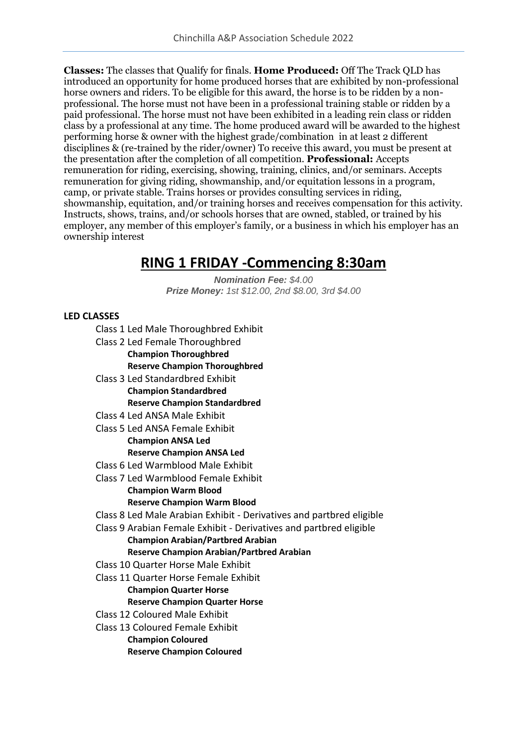**Classes:** The classes that Qualify for finals. **Home Produced:** Off The Track QLD has introduced an opportunity for home produced horses that are exhibited by non-professional horse owners and riders. To be eligible for this award, the horse is to be ridden by a non-professional. The horse must not have been in a professional training stable or ridden by a paid professional. The horse must not have been exhibited in a leading rein class or ridden class by a professional at any time. The home produced award will be awarded to the highest performing horse & owner with the highest grade/combination in at least 2 different disciplines & (re-trained by the rider/owner) To receive this award, you must be present at the presentation after the completion of all competition. **Professional:** Accepts remuneration for riding, exercising, showing, training, clinics, and/or seminars. Accepts remuneration for giving riding, showmanship, and/or equitation lessons in a program, camp, or private stable. Trains horses or provides consulting services in riding, showmanship, equitation, and/or training horses and receives compensation for this activity. Instructs, shows, trains, and/or schools horses that are owned, stabled, or trained by his employer, any member of this employer's family, or a business in which his employer has an ownership interest

# RING 1 FRIDAY -Commencing 8:30am

***Nomination Fee:*** *$4.00*
***Prize Money:*** *1st $12.00, 2nd $8.00, 3rd $4.00*

**LED CLASSES**

Class 1 Led Male Thoroughbred Exhibit
Class 2 Led Female Thoroughbred
**Champion Thoroughbred**
**Reserve Champion Thoroughbred**
Class 3 Led Standardbred Exhibit
**Champion Standardbred**
**Reserve Champion Standardbred**
Class 4 Led ANSA Male Exhibit
Class 5 Led ANSA Female Exhibit
**Champion ANSA Led**
**Reserve Champion ANSA Led**
Class 6 Led Warmblood Male Exhibit
Class 7 Led Warmblood Female Exhibit
**Champion Warm Blood**
**Reserve Champion Warm Blood**
Class 8 Led Male Arabian Exhibit - Derivatives and partbred eligible
Class 9 Arabian Female Exhibit - Derivatives and partbred eligible
**Champion Arabian/Partbred Arabian**
**Reserve Champion Arabian/Partbred Arabian**
Class 10 Quarter Horse Male Exhibit
Class 11 Quarter Horse Female Exhibit
**Champion Quarter Horse**
**Reserve Champion Quarter Horse**
Class 12 Coloured Male Exhibit
Class 13 Coloured Female Exhibit
**Champion Coloured**
**Reserve Champion Coloured**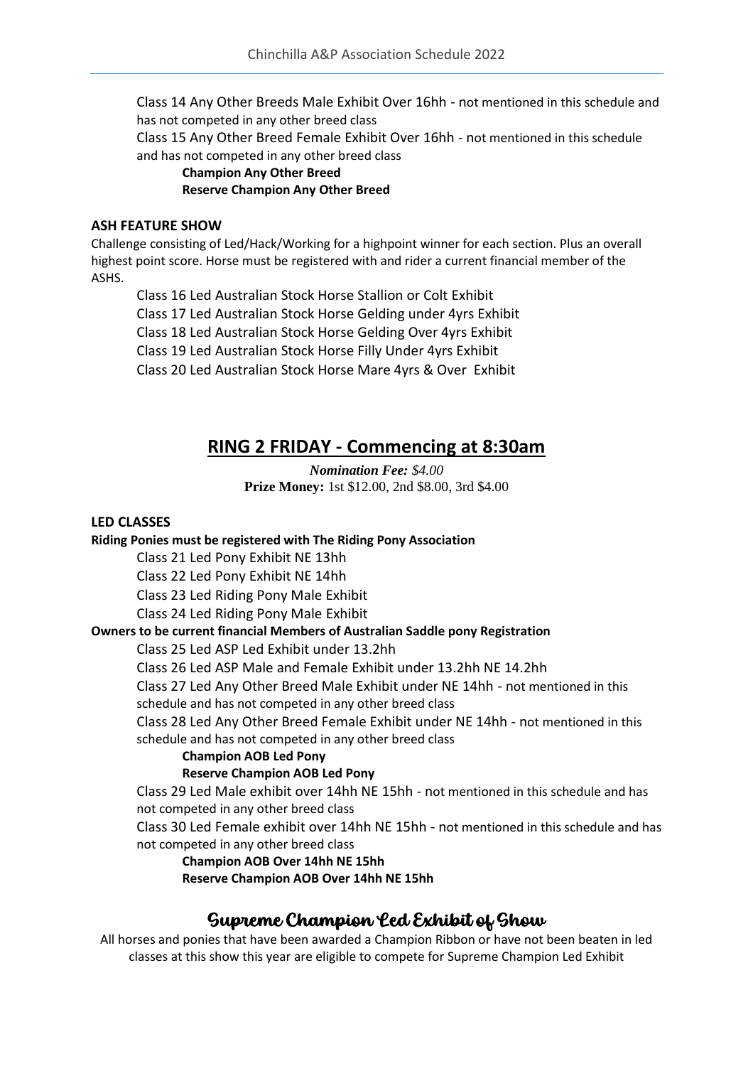Class 14 Any Other Breeds Male Exhibit Over 16hh - not mentioned in this schedule and has not competed in any other breed class

Class 15 Any Other Breed Female Exhibit Over 16hh - not mentioned in this schedule and has not competed in any other breed class

**Champion Any Other Breed**
**Reserve Champion Any Other Breed**

**ASH FEATURE SHOW**

Challenge consisting of Led/Hack/Working for a highpoint winner for each section. Plus an overall highest point score. Horse must be registered with and rider a current financial member of the ASHS.

Class 16 Led Australian Stock Horse Stallion or Colt Exhibit

Class 17 Led Australian Stock Horse Gelding under 4yrs Exhibit

Class 18 Led Australian Stock Horse Gelding Over 4yrs Exhibit

Class 19 Led Australian Stock Horse Filly Under 4yrs Exhibit

Class 20 Led Australian Stock Horse Mare 4yrs & Over Exhibit

## RING 2 FRIDAY - Commencing at 8:30am

*Nomination Fee:* $4.00
**Prize Money:** 1st $12.00, 2nd $8.00, 3rd $4.00

**LED CLASSES**

**Riding Ponies must be registered with The Riding Pony Association**

Class 21 Led Pony Exhibit NE 13hh

Class 22 Led Pony Exhibit NE 14hh

Class 23 Led Riding Pony Male Exhibit

Class 24 Led Riding Pony Male Exhibit

**Owners to be current financial Members of Australian Saddle pony Registration**

Class 25 Led ASP Led Exhibit under 13.2hh

Class 26 Led ASP Male and Female Exhibit under 13.2hh NE 14.2hh

Class 27 Led Any Other Breed Male Exhibit under NE 14hh - not mentioned in this schedule and has not competed in any other breed class

Class 28 Led Any Other Breed Female Exhibit under NE 14hh - not mentioned in this schedule and has not competed in any other breed class

**Champion AOB Led Pony**
**Reserve Champion AOB Led Pony**

Class 29 Led Male exhibit over 14hh NE 15hh - not mentioned in this schedule and has not competed in any other breed class

Class 30 Led Female exhibit over 14hh NE 15hh - not mentioned in this schedule and has not competed in any other breed class

**Champion AOB Over 14hh NE 15hh**
**Reserve Champion AOB Over 14hh NE 15hh**

## Supreme Champion Led Exhibit of Show

All horses and ponies that have been awarded a Champion Ribbon or have not been beaten in led classes at this show this year are eligible to compete for Supreme Champion Led Exhibit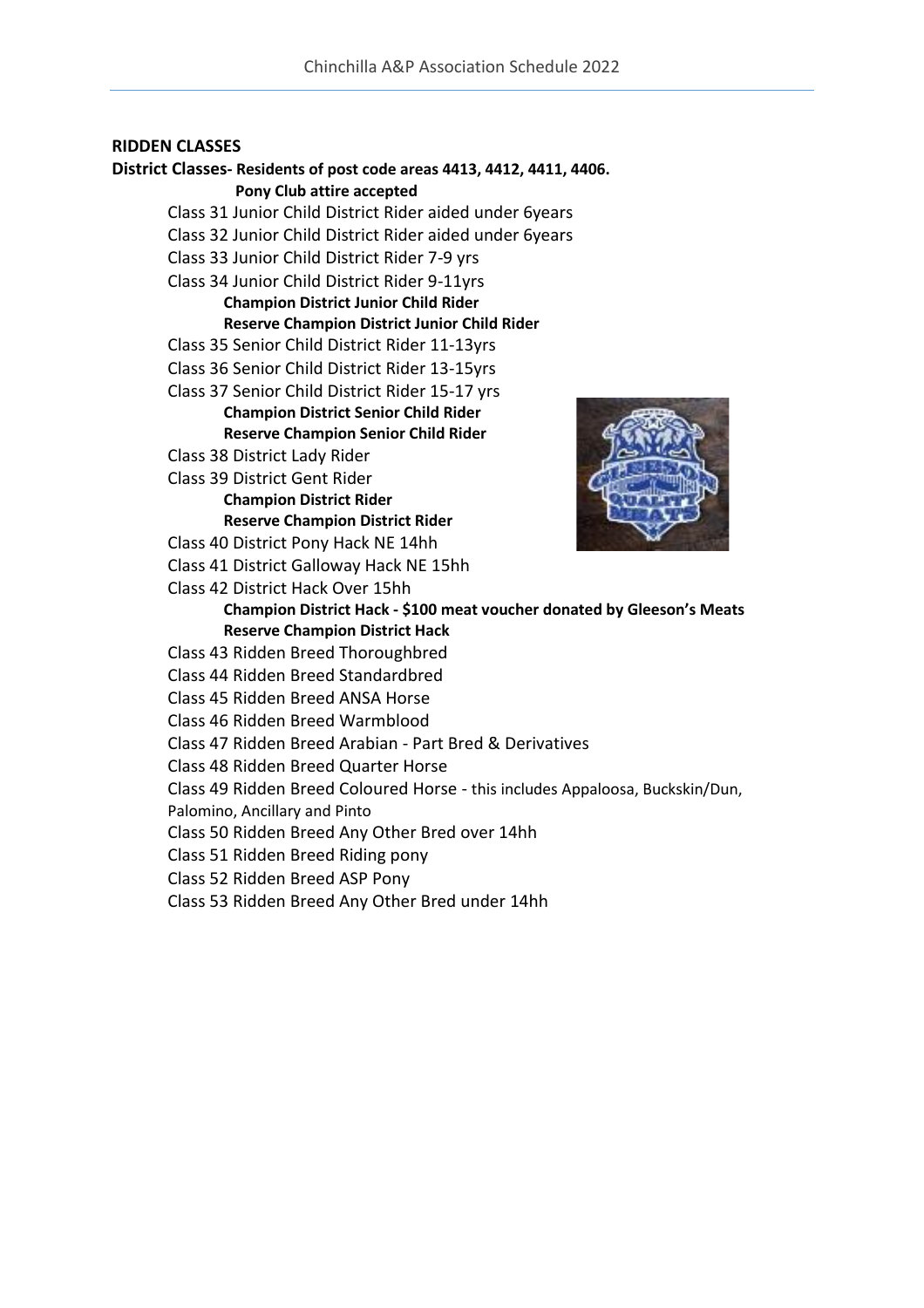## RIDDEN CLASSES

**District Classes- Residents of post code areas 4413, 4412, 4411, 4406.**
**Pony Club attire accepted**

Class 31 Junior Child District Rider aided under 6years
Class 32 Junior Child District Rider aided under 6years
Class 33 Junior Child District Rider 7-9 yrs
Class 34 Junior Child District Rider 9-11yrs

**Champion District Junior Child Rider**
**Reserve Champion District Junior Child Rider**

Class 35 Senior Child District Rider 11-13yrs
Class 36 Senior Child District Rider 13-15yrs
Class 37 Senior Child District Rider 15-17 yrs

**Champion District Senior Child Rider**
**Reserve Champion Senior Child Rider**

Class 38 District Lady Rider
Class 39 District Gent Rider

**Champion District Rider**
**Reserve Champion District Rider**

Class 40 District Pony Hack NE 14hh
Class 41 District Galloway Hack NE 15hh
Class 42 District Hack Over 15hh

**Champion District Hack - $100 meat voucher donated by Gleeson's Meats**
**Reserve Champion District Hack**

Class 43 Ridden Breed Thoroughbred
Class 44 Ridden Breed Standardbred
Class 45 Ridden Breed ANSA Horse
Class 46 Ridden Breed Warmblood
Class 47 Ridden Breed Arabian - Part Bred & Derivatives
Class 48 Ridden Breed Quarter Horse
Class 49 Ridden Breed Coloured Horse - this includes Appaloosa, Buckskin/Dun, Palomino, Ancillary and Pinto
Class 50 Ridden Breed Any Other Bred over 14hh
Class 51 Ridden Breed Riding pony
Class 52 Ridden Breed ASP Pony
Class 53 Ridden Breed Any Other Bred under 14hh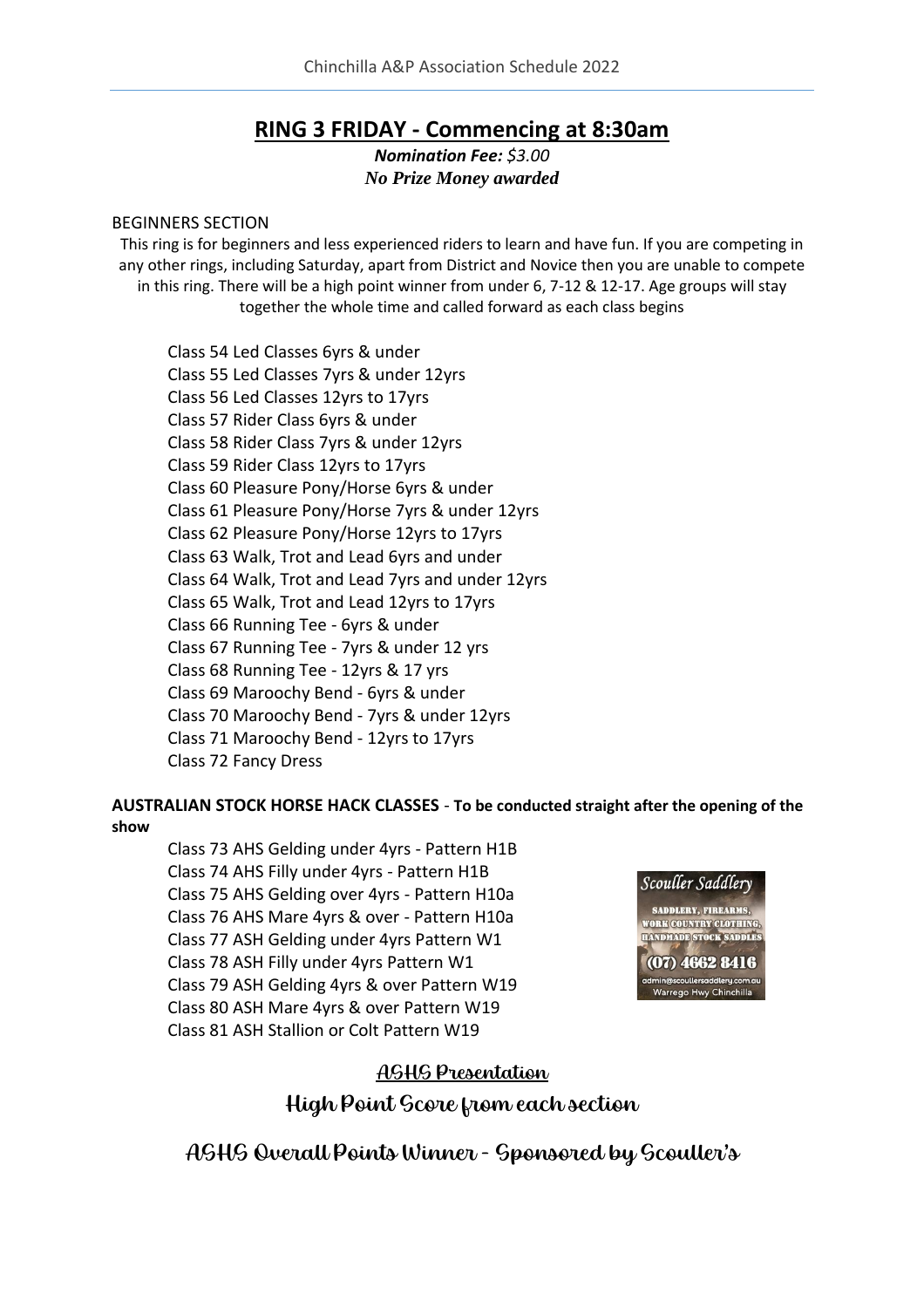# RING 3 FRIDAY - Commencing at 8:30am

***Nomination Fee:** $3.00*
***No Prize Money awarded***

BEGINNERS SECTION

This ring is for beginners and less experienced riders to learn and have fun. If you are competing in any other rings, including Saturday, apart from District and Novice then you are unable to compete in this ring. There will be a high point winner from under 6, 7-12 & 12-17. Age groups will stay together the whole time and called forward as each class begins

Class 54 Led Classes 6yrs & under
Class 55 Led Classes 7yrs & under 12yrs
Class 56 Led Classes 12yrs to 17yrs
Class 57 Rider Class 6yrs & under
Class 58 Rider Class 7yrs & under 12yrs
Class 59 Rider Class 12yrs to 17yrs
Class 60 Pleasure Pony/Horse 6yrs & under
Class 61 Pleasure Pony/Horse 7yrs & under 12yrs
Class 62 Pleasure Pony/Horse 12yrs to 17yrs
Class 63 Walk, Trot and Lead 6yrs and under
Class 64 Walk, Trot and Lead 7yrs and under 12yrs
Class 65 Walk, Trot and Lead 12yrs to 17yrs
Class 66 Running Tee - 6yrs & under
Class 67 Running Tee - 7yrs & under 12 yrs
Class 68 Running Tee - 12yrs & 17 yrs
Class 69 Maroochy Bend - 6yrs & under
Class 70 Maroochy Bend - 7yrs & under 12yrs
Class 71 Maroochy Bend - 12yrs to 17yrs
Class 72 Fancy Dress

**AUSTRALIAN STOCK HORSE HACK CLASSES** - **To be conducted straight after the opening of the show**

Class 73 AHS Gelding under 4yrs - Pattern H1B
Class 74 AHS Filly under 4yrs - Pattern H1B
Class 75 AHS Gelding over 4yrs - Pattern H10a
Class 76 AHS Mare 4yrs & over - Pattern H10a
Class 77 ASH Gelding under 4yrs Pattern W1
Class 78 ASH Filly under 4yrs Pattern W1
Class 79 ASH Gelding 4yrs & over Pattern W19
Class 80 ASH Mare 4yrs & over Pattern W19
Class 81 ASH Stallion or Colt Pattern W19

Scouller Saddlery
SADDLERY, FIREARMS, WORK COUNTRY CLOTHING, HANDMADE STOCK SADDLES
(07) 4662 8416
admin@scoullersaddlery.com.au
Warrego Hwy Chinchilla

**ASHS Presentation**

**High Point Score from each section**

**ASHS Overall Points Winner - Sponsored by Scouller's**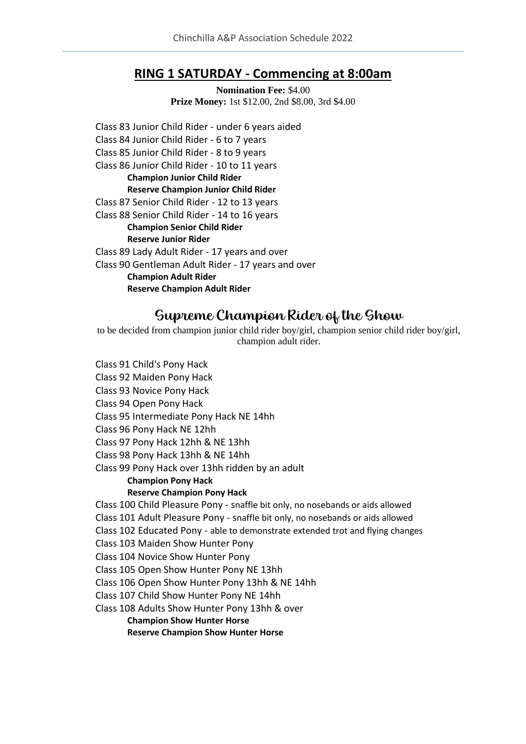## RING 1 SATURDAY - Commencing at 8:00am

**Nomination Fee:** $4.00
**Prize Money:** 1st $12.00, 2nd $8.00, 3rd $4.00

Class 83 Junior Child Rider - under 6 years aided
Class 84 Junior Child Rider - 6 to 7 years
Class 85 Junior Child Rider - 8 to 9 years
Class 86 Junior Child Rider - 10 to 11 years
**Champion Junior Child Rider**
**Reserve Champion Junior Child Rider**
Class 87 Senior Child Rider - 12 to 13 years
Class 88 Senior Child Rider - 14 to 16 years
**Champion Senior Child Rider**
**Reserve Junior Rider**
Class 89 Lady Adult Rider - 17 years and over
Class 90 Gentleman Adult Rider - 17 years and over
**Champion Adult Rider**
**Reserve Champion Adult Rider**

## Supreme Champion Rider of the Show

to be decided from champion junior child rider boy/girl, champion senior child rider boy/girl, champion adult rider.

Class 91 Child's Pony Hack
Class 92 Maiden Pony Hack
Class 93 Novice Pony Hack
Class 94 Open Pony Hack
Class 95 Intermediate Pony Hack NE 14hh
Class 96 Pony Hack NE 12hh
Class 97 Pony Hack 12hh & NE 13hh
Class 98 Pony Hack 13hh & NE 14hh
Class 99 Pony Hack over 13hh ridden by an adult
**Champion Pony Hack**
**Reserve Champion Pony Hack**
Class 100 Child Pleasure Pony - snaffle bit only, no nosebands or aids allowed
Class 101 Adult Pleasure Pony - snaffle bit only, no nosebands or aids allowed
Class 102 Educated Pony - able to demonstrate extended trot and flying changes
Class 103 Maiden Show Hunter Pony
Class 104 Novice Show Hunter Pony
Class 105 Open Show Hunter Pony NE 13hh
Class 106 Open Show Hunter Pony 13hh & NE 14hh
Class 107 Child Show Hunter Pony NE 14hh
Class 108 Adults Show Hunter Pony 13hh & over
**Champion Show Hunter Horse**
**Reserve Champion Show Hunter Horse**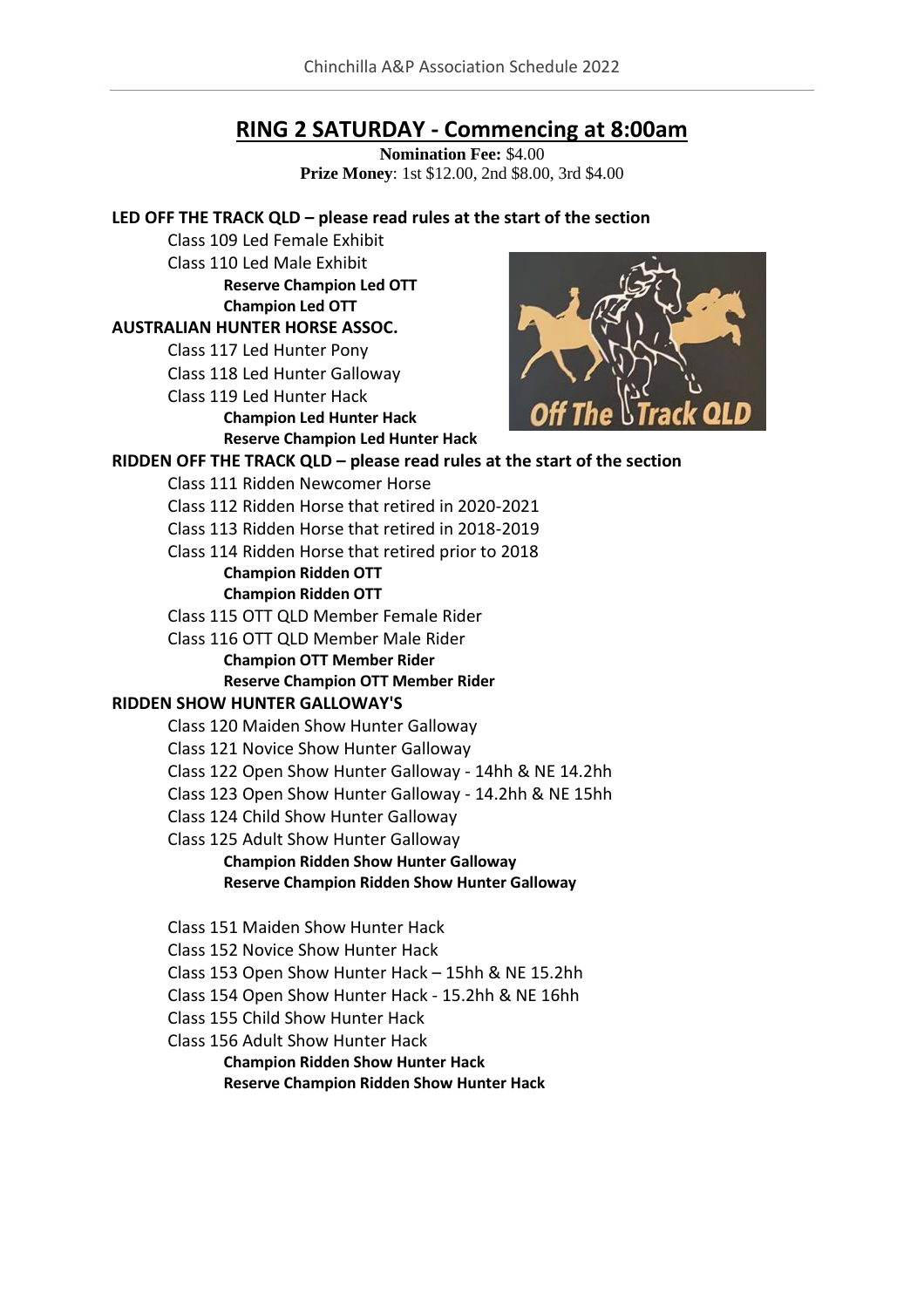## RING 2 SATURDAY - Commencing at 8:00am

**Nomination Fee:** $4.00
**Prize Money**: 1st $12.00, 2nd $8.00, 3rd $4.00

**LED OFF THE TRACK QLD – please read rules at the start of the section**

Class 109 Led Female Exhibit
Class 110 Led Male Exhibit
**Reserve Champion Led OTT**
**Champion Led OTT**

**AUSTRALIAN HUNTER HORSE ASSOC.**

Class 117 Led Hunter Pony
Class 118 Led Hunter Galloway
Class 119 Led Hunter Hack
**Champion Led Hunter Hack**
**Reserve Champion Led Hunter Hack**

**RIDDEN OFF THE TRACK QLD – please read rules at the start of the section**

Class 111 Ridden Newcomer Horse
Class 112 Ridden Horse that retired in 2020-2021
Class 113 Ridden Horse that retired in 2018-2019
Class 114 Ridden Horse that retired prior to 2018
**Champion Ridden OTT**
**Champion Ridden OTT**
Class 115 OTT QLD Member Female Rider
Class 116 OTT QLD Member Male Rider
**Champion OTT Member Rider**
**Reserve Champion OTT Member Rider**

**RIDDEN SHOW HUNTER GALLOWAY'S**

Class 120 Maiden Show Hunter Galloway
Class 121 Novice Show Hunter Galloway
Class 122 Open Show Hunter Galloway - 14hh & NE 14.2hh
Class 123 Open Show Hunter Galloway - 14.2hh & NE 15hh
Class 124 Child Show Hunter Galloway
Class 125 Adult Show Hunter Galloway
**Champion Ridden Show Hunter Galloway**
**Reserve Champion Ridden Show Hunter Galloway**

Class 151 Maiden Show Hunter Hack
Class 152 Novice Show Hunter Hack
Class 153 Open Show Hunter Hack – 15hh & NE 15.2hh
Class 154 Open Show Hunter Hack - 15.2hh & NE 16hh
Class 155 Child Show Hunter Hack
Class 156 Adult Show Hunter Hack
**Champion Ridden Show Hunter Hack**
**Reserve Champion Ridden Show Hunter Hack**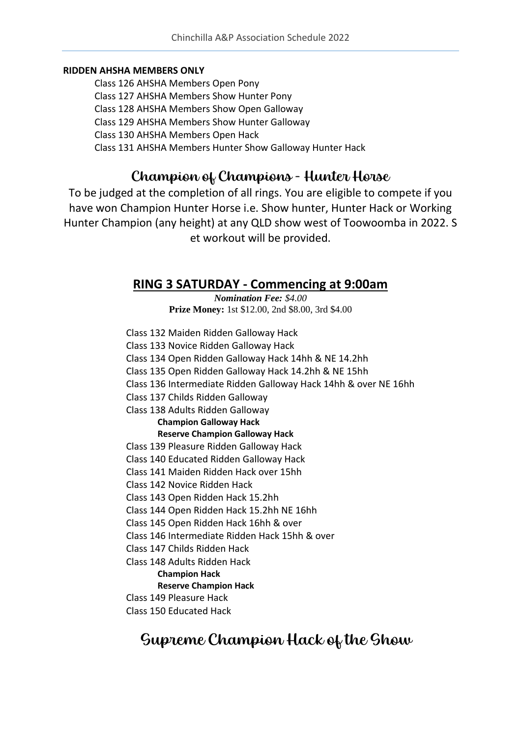**RIDDEN AHSHA MEMBERS ONLY**

Class 126 AHSHA Members Open Pony
Class 127 AHSHA Members Show Hunter Pony
Class 128 AHSHA Members Show Open Galloway
Class 129 AHSHA Members Show Hunter Galloway
Class 130 AHSHA Members Open Hack
Class 131 AHSHA Members Hunter Show Galloway Hunter Hack

## Champion of Champions - Hunter Horse

To be judged at the completion of all rings. You are eligible to compete if you have won Champion Hunter Horse i.e. Show hunter, Hunter Hack or Working Hunter Champion (any height) at any QLD show west of Toowoomba in 2022. S et workout will be provided.

## RING 3 SATURDAY - Commencing at 9:00am

*Nomination Fee: $4.00*
**Prize Money:** 1st $12.00, 2nd $8.00, 3rd $4.00

Class 132 Maiden Ridden Galloway Hack
Class 133 Novice Ridden Galloway Hack
Class 134 Open Ridden Galloway Hack 14hh & NE 14.2hh
Class 135 Open Ridden Galloway Hack 14.2hh & NE 15hh
Class 136 Intermediate Ridden Galloway Hack 14hh & over NE 16hh
Class 137 Childs Ridden Galloway
Class 138 Adults Ridden Galloway
**Champion Galloway Hack**
**Reserve Champion Galloway Hack**
Class 139 Pleasure Ridden Galloway Hack
Class 140 Educated Ridden Galloway Hack
Class 141 Maiden Ridden Hack over 15hh
Class 142 Novice Ridden Hack
Class 143 Open Ridden Hack 15.2hh
Class 144 Open Ridden Hack 15.2hh NE 16hh
Class 145 Open Ridden Hack 16hh & over
Class 146 Intermediate Ridden Hack 15hh & over
Class 147 Childs Ridden Hack
Class 148 Adults Ridden Hack
**Champion Hack**
**Reserve Champion Hack**
Class 149 Pleasure Hack
Class 150 Educated Hack

## Supreme Champion Hack of the Show